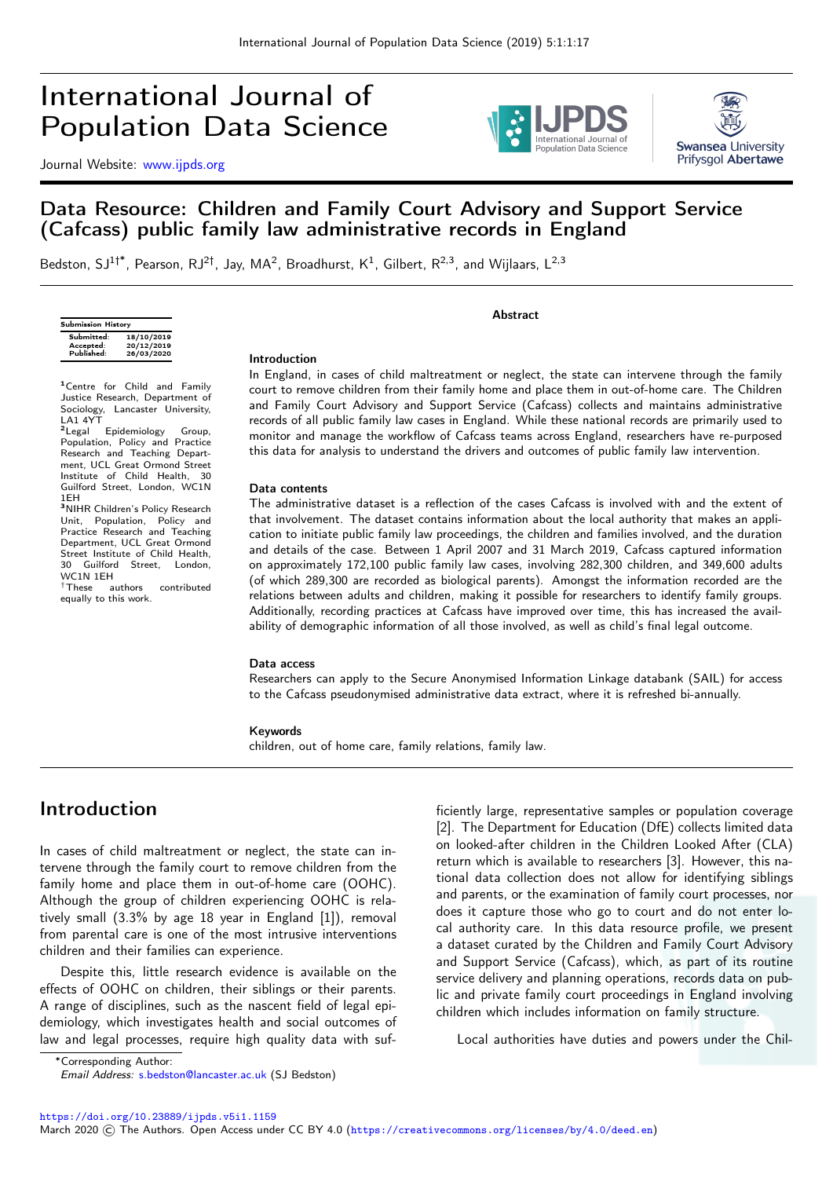# Data Resource: Children and Family Court Advisory and Support Service (Cafcass) public family law administrative records in England

Bedston, SJ[1†*], Pearson, RJ[2†], Jay, MA[2], Broadhurst, K[1], Gilbert, R[2,3], and Wijlaars, L[2,3]

| Submission History | |
|---|---|
| Submitted: | 18/10/2019 |
| Accepted: | 20/12/2019 |
| Published: | 26/03/2020 |

[1]Centre for Child and Family Justice Research, Department of Sociology, Lancaster University, LA1 4YT
[2]Legal Epidemiology Group, Population, Policy and Practice Research and Teaching Department, UCL Great Ormond Street Institute of Child Health, 30 Guilford Street, London, WC1N 1EH
[3]NIHR Children's Policy Research Unit, Population, Policy and Practice Research and Teaching Department, UCL Great Ormond Street Institute of Child Health, 30 Guilford Street, London, WC1N 1EH
†These authors contributed equally to this work.

## Abstract

### Introduction

In England, in cases of child maltreatment or neglect, the state can intervene through the family court to remove children from their family home and place them in out-of-home care. The Children and Family Court Advisory and Support Service (Cafcass) collects and maintains administrative records of all public family law cases in England. While these national records are primarily used to monitor and manage the workflow of Cafcass teams across England, researchers have re-purposed this data for analysis to understand the drivers and outcomes of public family law intervention.

### Data contents

The administrative dataset is a reflection of the cases Cafcass is involved with and the extent of that involvement. The dataset contains information about the local authority that makes an application to initiate public family law proceedings, the children and families involved, and the duration and details of the case. Between 1 April 2007 and 31 March 2019, Cafcass captured information on approximately 172,100 public family law cases, involving 282,300 children, and 349,600 adults (of which 289,300 are recorded as biological parents). Amongst the information recorded are the relations between adults and children, making it possible for researchers to identify family groups. Additionally, recording practices at Cafcass have improved over time, this has increased the availability of demographic information of all those involved, as well as child's final legal outcome.

### Data access

Researchers can apply to the Secure Anonymised Information Linkage databank (SAIL) for access to the Cafcass pseudonymised administrative data extract, where it is refreshed bi-annually.

### Keywords

children, out of home care, family relations, family law.

## Introduction

In cases of child maltreatment or neglect, the state can intervene through the family court to remove children from the family home and place them in out-of-home care (OOHC). Although the group of children experiencing OOHC is relatively small (3.3% by age 18 year in England [1]), removal from parental care is one of the most intrusive interventions children and their families can experience.

Despite this, little research evidence is available on the effects of OOHC on children, their siblings or their parents. A range of disciplines, such as the nascent field of legal epidemiology, which investigates health and social outcomes of law and legal processes, require high quality data with sufficiently large, representative samples or population coverage [2]. The Department for Education (DfE) collects limited data on looked-after children in the Children Looked After (CLA) return which is available to researchers [3]. However, this national data collection does not allow for identifying siblings and parents, or the examination of family court processes, nor does it capture those who go to court and do not enter local authority care. In this data resource profile, we present a dataset curated by the Children and Family Court Advisory and Support Service (Cafcass), which, as part of its routine service delivery and planning operations, records data on public and private family court proceedings in England involving children which includes information on family structure.

Local authorities have duties and powers under the Chil-

*Corresponding Author:
*Email Address:* s.bedston@lancaster.ac.uk (SJ Bedston)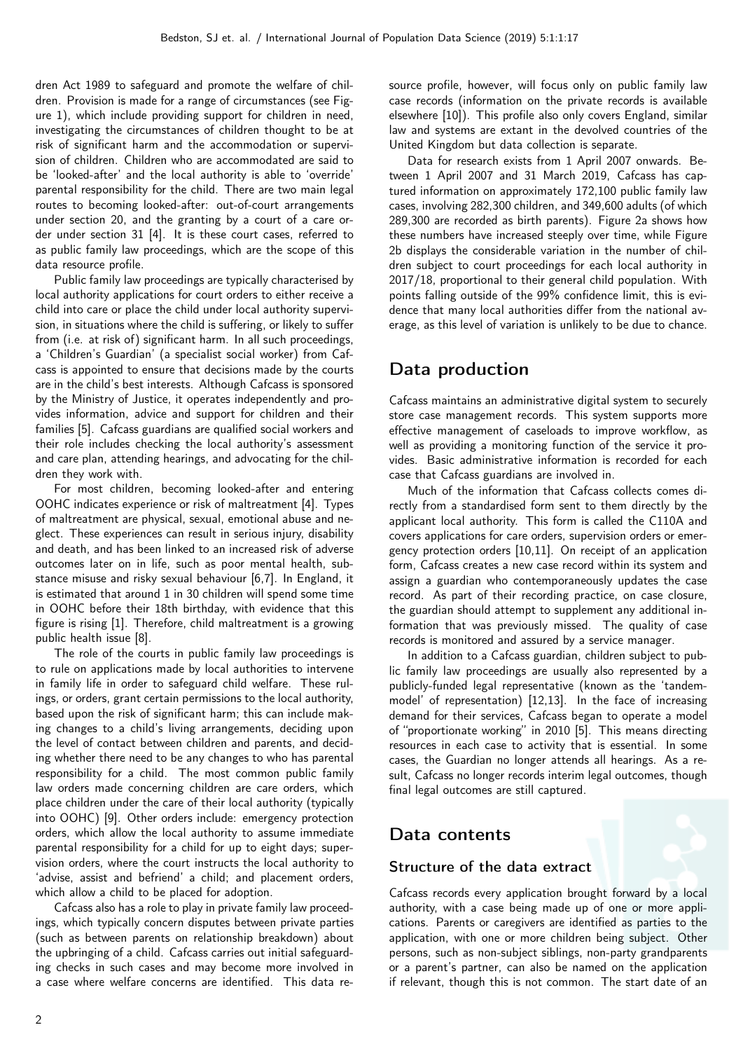dren Act 1989 to safeguard and promote the welfare of children. Provision is made for a range of circumstances (see Figure 1), which include providing support for children in need, investigating the circumstances of children thought to be at risk of significant harm and the accommodation or supervision of children. Children who are accommodated are said to be 'looked-after' and the local authority is able to 'override' parental responsibility for the child. There are two main legal routes to becoming looked-after: out-of-court arrangements under section 20, and the granting by a court of a care order under section 31 [4]. It is these court cases, referred to as public family law proceedings, which are the scope of this data resource profile.

Public family law proceedings are typically characterised by local authority applications for court orders to either receive a child into care or place the child under local authority supervision, in situations where the child is suffering, or likely to suffer from (i.e. at risk of) significant harm. In all such proceedings, a 'Children's Guardian' (a specialist social worker) from Cafcass is appointed to ensure that decisions made by the courts are in the child's best interests. Although Cafcass is sponsored by the Ministry of Justice, it operates independently and provides information, advice and support for children and their families [5]. Cafcass guardians are qualified social workers and their role includes checking the local authority's assessment and care plan, attending hearings, and advocating for the children they work with.

For most children, becoming looked-after and entering OOHC indicates experience or risk of maltreatment [4]. Types of maltreatment are physical, sexual, emotional abuse and neglect. These experiences can result in serious injury, disability and death, and has been linked to an increased risk of adverse outcomes later on in life, such as poor mental health, substance misuse and risky sexual behaviour [6,7]. In England, it is estimated that around 1 in 30 children will spend some time in OOHC before their 18th birthday, with evidence that this figure is rising [1]. Therefore, child maltreatment is a growing public health issue [8].

The role of the courts in public family law proceedings is to rule on applications made by local authorities to intervene in family life in order to safeguard child welfare. These rulings, or orders, grant certain permissions to the local authority, based upon the risk of significant harm; this can include making changes to a child's living arrangements, deciding upon the level of contact between children and parents, and deciding whether there need to be any changes to who has parental responsibility for a child. The most common public family law orders made concerning children are care orders, which place children under the care of their local authority (typically into OOHC) [9]. Other orders include: emergency protection orders, which allow the local authority to assume immediate parental responsibility for a child for up to eight days; supervision orders, where the court instructs the local authority to 'advise, assist and befriend' a child; and placement orders, which allow a child to be placed for adoption.

Cafcass also has a role to play in private family law proceedings, which typically concern disputes between private parties (such as between parents on relationship breakdown) about the upbringing of a child. Cafcass carries out initial safeguarding checks in such cases and may become more involved in a case where welfare concerns are identified. This data resource profile, however, will focus only on public family law case records (information on the private records is available elsewhere [10]). This profile also only covers England, similar law and systems are extant in the devolved countries of the United Kingdom but data collection is separate.

Data for research exists from 1 April 2007 onwards. Between 1 April 2007 and 31 March 2019, Cafcass has captured information on approximately 172,100 public family law cases, involving 282,300 children, and 349,600 adults (of which 289,300 are recorded as birth parents). Figure 2a shows how these numbers have increased steeply over time, while Figure 2b displays the considerable variation in the number of children subject to court proceedings for each local authority in 2017/18, proportional to their general child population. With points falling outside of the 99% confidence limit, this is evidence that many local authorities differ from the national average, as this level of variation is unlikely to be due to chance.

## Data production

Cafcass maintains an administrative digital system to securely store case management records. This system supports more effective management of caseloads to improve workflow, as well as providing a monitoring function of the service it provides. Basic administrative information is recorded for each case that Cafcass guardians are involved in.

Much of the information that Cafcass collects comes directly from a standardised form sent to them directly by the applicant local authority. This form is called the C110A and covers applications for care orders, supervision orders or emergency protection orders [10,11]. On receipt of an application form, Cafcass creates a new case record within its system and assign a guardian who contemporaneously updates the case record. As part of their recording practice, on case closure, the guardian should attempt to supplement any additional information that was previously missed. The quality of case records is monitored and assured by a service manager.

In addition to a Cafcass guardian, children subject to public family law proceedings are usually also represented by a publicly-funded legal representative (known as the 'tandem-model' of representation) [12,13]. In the face of increasing demand for their services, Cafcass began to operate a model of "proportionate working" in 2010 [5]. This means directing resources in each case to activity that is essential. In some cases, the Guardian no longer attends all hearings. As a result, Cafcass no longer records interim legal outcomes, though final legal outcomes are still captured.

## Data contents

### Structure of the data extract

Cafcass records every application brought forward by a local authority, with a case being made up of one or more applications. Parents or caregivers are identified as parties to the application, with one or more children being subject. Other persons, such as non-subject siblings, non-party grandparents or a parent's partner, can also be named on the application if relevant, though this is not common. The start date of an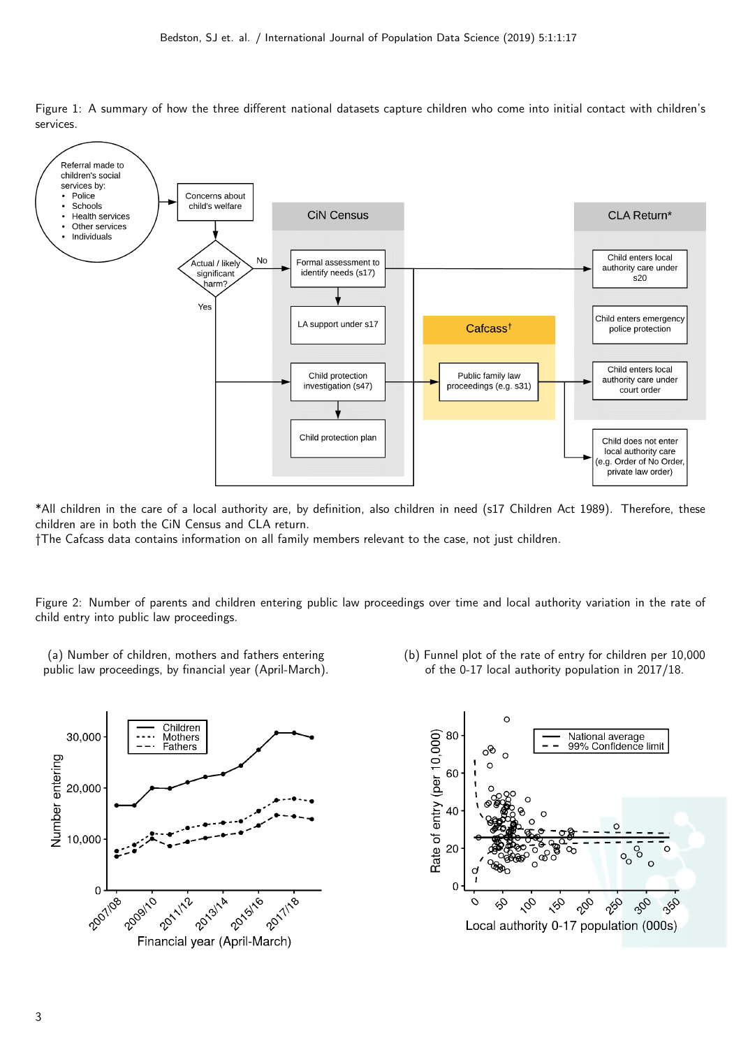Figure 1: A summary of how the three different national datasets capture children who come into initial contact with children's services.

*All children in the care of a local authority are, by definition, also children in need (s17 Children Act 1989). Therefore, these children are in both the CiN Census and CLA return.
†The Cafcass data contains information on all family members relevant to the case, not just children.

Figure 2: Number of parents and children entering public law proceedings over time and local authority variation in the rate of child entry into public law proceedings.

(a) Number of children, mothers and fathers entering public law proceedings, by financial year (April-March).

(b) Funnel plot of the rate of entry for children per 10,000 of the 0-17 local authority population in 2017/18.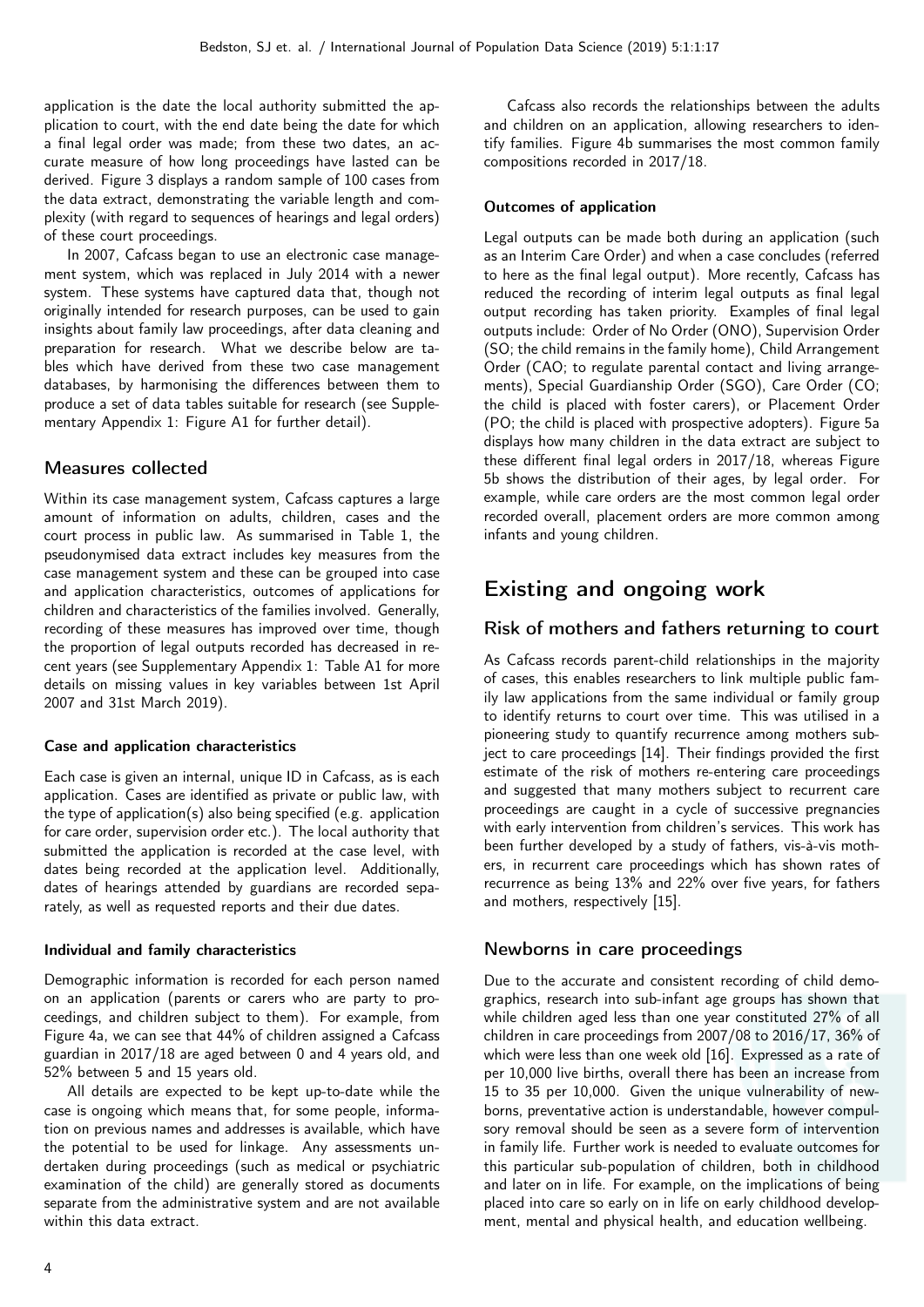application is the date the local authority submitted the application to court, with the end date being the date for which a final legal order was made; from these two dates, an accurate measure of how long proceedings have lasted can be derived. Figure 3 displays a random sample of 100 cases from the data extract, demonstrating the variable length and complexity (with regard to sequences of hearings and legal orders) of these court proceedings.

In 2007, Cafcass began to use an electronic case management system, which was replaced in July 2014 with a newer system. These systems have captured data that, though not originally intended for research purposes, can be used to gain insights about family law proceedings, after data cleaning and preparation for research. What we describe below are tables which have derived from these two case management databases, by harmonising the differences between them to produce a set of data tables suitable for research (see Supplementary Appendix 1: Figure A1 for further detail).

## Measures collected

Within its case management system, Cafcass captures a large amount of information on adults, children, cases and the court process in public law. As summarised in Table 1, the pseudonymised data extract includes key measures from the case management system and these can be grouped into case and application characteristics, outcomes of applications for children and characteristics of the families involved. Generally, recording of these measures has improved over time, though the proportion of legal outputs recorded has decreased in recent years (see Supplementary Appendix 1: Table A1 for more details on missing values in key variables between 1st April 2007 and 31st March 2019).

### Case and application characteristics

Each case is given an internal, unique ID in Cafcass, as is each application. Cases are identified as private or public law, with the type of application(s) also being specified (e.g. application for care order, supervision order etc.). The local authority that submitted the application is recorded at the case level, with dates being recorded at the application level. Additionally, dates of hearings attended by guardians are recorded separately, as well as requested reports and their due dates.

### Individual and family characteristics

Demographic information is recorded for each person named on an application (parents or carers who are party to proceedings, and children subject to them). For example, from Figure 4a, we can see that 44% of children assigned a Cafcass guardian in 2017/18 are aged between 0 and 4 years old, and 52% between 5 and 15 years old.

All details are expected to be kept up-to-date while the case is ongoing which means that, for some people, information on previous names and addresses is available, which have the potential to be used for linkage. Any assessments undertaken during proceedings (such as medical or psychiatric examination of the child) are generally stored as documents separate from the administrative system and are not available within this data extract.

Cafcass also records the relationships between the adults and children on an application, allowing researchers to identify families. Figure 4b summarises the most common family compositions recorded in 2017/18.

### Outcomes of application

Legal outputs can be made both during an application (such as an Interim Care Order) and when a case concludes (referred to here as the final legal output). More recently, Cafcass has reduced the recording of interim legal outputs as final legal output recording has taken priority. Examples of final legal outputs include: Order of No Order (ONO), Supervision Order (SO; the child remains in the family home), Child Arrangement Order (CAO; to regulate parental contact and living arrangements), Special Guardianship Order (SGO), Care Order (CO; the child is placed with foster carers), or Placement Order (PO; the child is placed with prospective adopters). Figure 5a displays how many children in the data extract are subject to these different final legal orders in 2017/18, whereas Figure 5b shows the distribution of their ages, by legal order. For example, while care orders are the most common legal order recorded overall, placement orders are more common among infants and young children.

# Existing and ongoing work

## Risk of mothers and fathers returning to court

As Cafcass records parent-child relationships in the majority of cases, this enables researchers to link multiple public family law applications from the same individual or family group to identify returns to court over time. This was utilised in a pioneering study to quantify recurrence among mothers subject to care proceedings [14]. Their findings provided the first estimate of the risk of mothers re-entering care proceedings and suggested that many mothers subject to recurrent care proceedings are caught in a cycle of successive pregnancies with early intervention from children's services. This work has been further developed by a study of fathers, vis-à-vis mothers, in recurrent care proceedings which has shown rates of recurrence as being 13% and 22% over five years, for fathers and mothers, respectively [15].

## Newborns in care proceedings

Due to the accurate and consistent recording of child demographics, research into sub-infant age groups has shown that while children aged less than one year constituted 27% of all children in care proceedings from 2007/08 to 2016/17, 36% of which were less than one week old [16]. Expressed as a rate of per 10,000 live births, overall there has been an increase from 15 to 35 per 10,000. Given the unique vulnerability of newborns, preventative action is understandable, however compulsory removal should be seen as a severe form of intervention in family life. Further work is needed to evaluate outcomes for this particular sub-population of children, both in childhood and later on in life. For example, on the implications of being placed into care so early on in life on early childhood development, mental and physical health, and education wellbeing.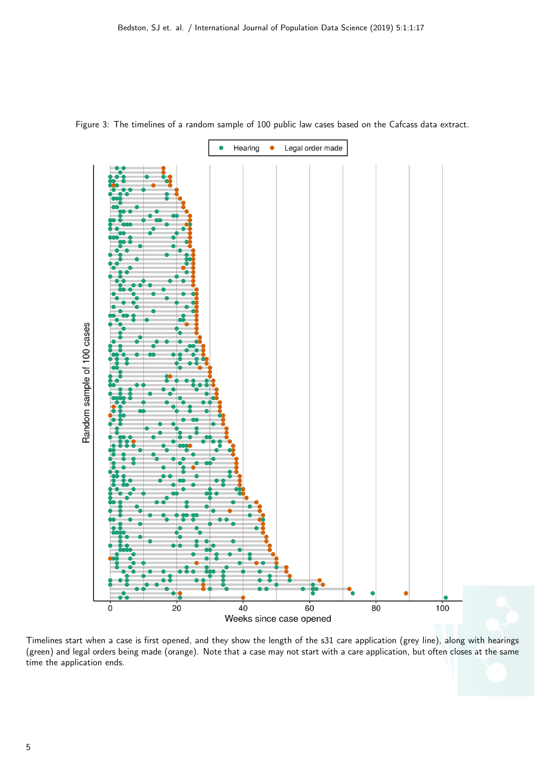Figure 3: The timelines of a random sample of 100 public law cases based on the Cafcass data extract.

Timelines start when a case is first opened, and they show the length of the s31 care application (grey line), along with hearings (green) and legal orders being made (orange). Note that a case may not start with a care application, but often closes at the same time the application ends.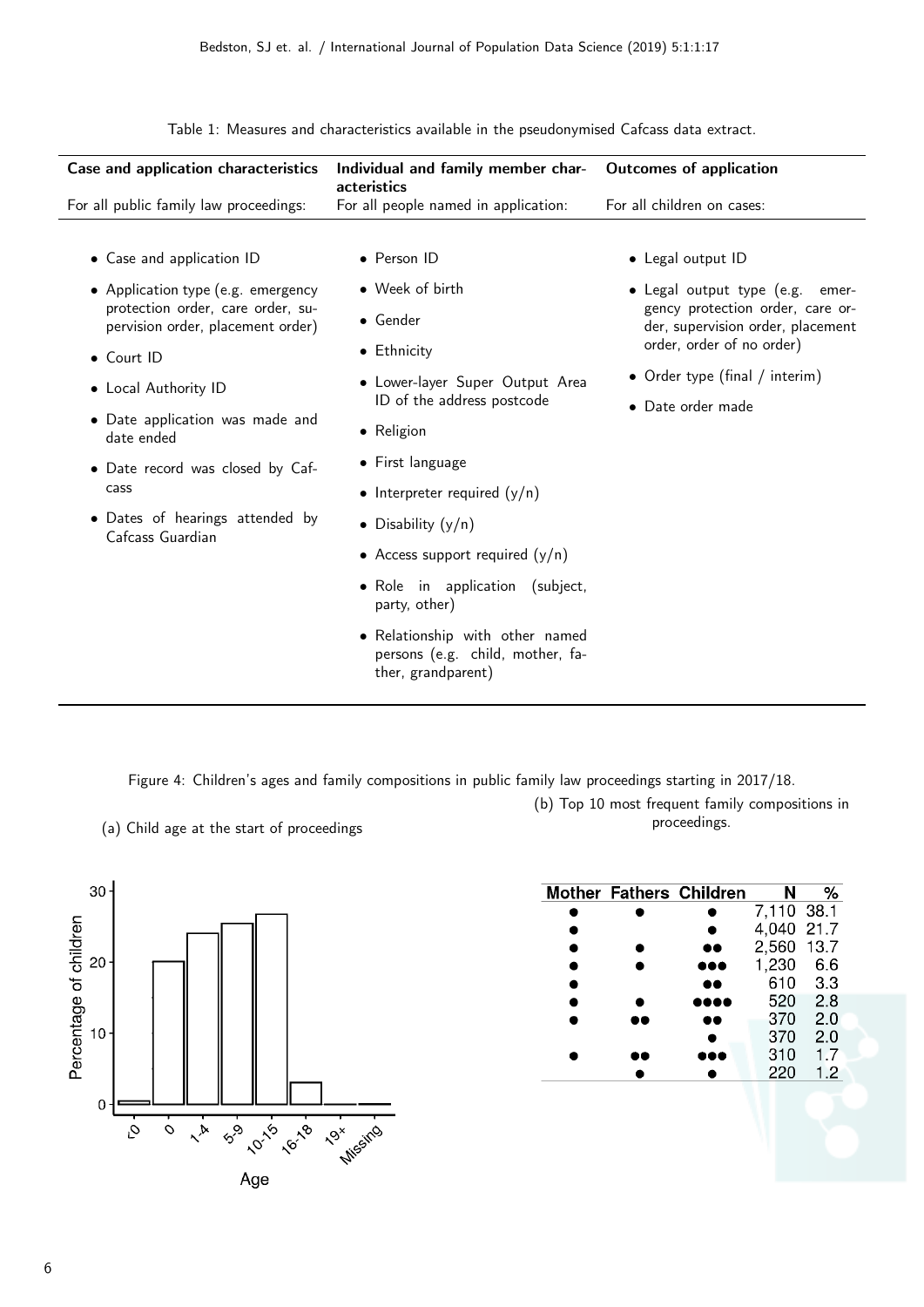Table 1: Measures and characteristics available in the pseudonymised Cafcass data extract.

| Case and application characteristics | Individual and family member characteristics | Outcomes of application |
|---|---|---|
| For all public family law proceedings: | For all people named in application: | For all children on cases: |
| • Case and application ID<br>• Application type (e.g. emergency protection order, care order, supervision order, placement order)<br>• Court ID<br>• Local Authority ID<br>• Date application was made and date ended<br>• Date record was closed by Cafcass<br>• Dates of hearings attended by Cafcass Guardian | • Person ID<br>• Week of birth<br>• Gender<br>• Ethnicity<br>• Lower-layer Super Output Area ID of the address postcode<br>• Religion<br>• First language<br>• Interpreter required (y/n)<br>• Disability (y/n)<br>• Access support required (y/n)<br>• Role in application (subject, party, other)<br>• Relationship with other named persons (e.g. child, mother, father, grandparent) | • Legal output ID<br>• Legal output type (e.g. emergency protection order, care order, supervision order, placement order, order of no order)<br>• Order type (final / interim)<br>• Date order made |

Figure 4: Children's ages and family compositions in public family law proceedings starting in 2017/18.

(a) Child age at the start of proceedings

(b) Top 10 most frequent family compositions in proceedings.

| Mother | Fathers | Children | N | % |
|---|---|---|---|---|
| ● | ● | ● | 7,110 | 38.1 |
| ● | | ● | 4,040 | 21.7 |
| ● | ● | ●● | 2,560 | 13.7 |
| ● | ● | ●●● | 1,230 | 6.6 |
| ● | | ●● | 610 | 3.3 |
| ● | ● | ●●●● | 520 | 2.8 |
| ● | ●● | ●● | 370 | 2.0 |
| | | ● | 370 | 2.0 |
| ● | ●● | ●●● | 310 | 1.7 |
| | ● | ● | 220 | 1.2 |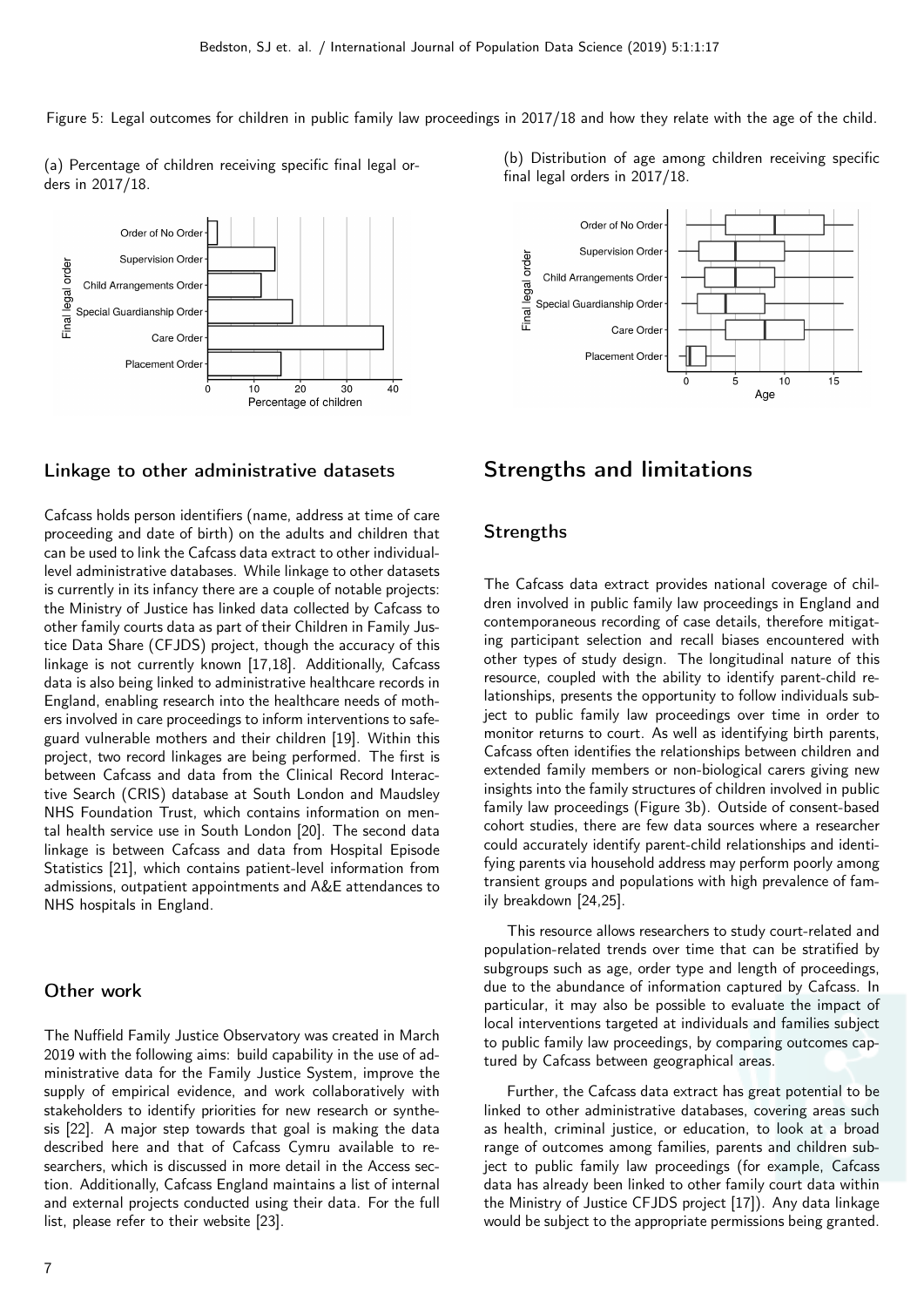Figure 5: Legal outcomes for children in public family law proceedings in 2017/18 and how they relate with the age of the child.

(a) Percentage of children receiving specific final legal orders in 2017/18.

(b) Distribution of age among children receiving specific final legal orders in 2017/18.

## Linkage to other administrative datasets

Cafcass holds person identifiers (name, address at time of care proceeding and date of birth) on the adults and children that can be used to link the Cafcass data extract to other individual-level administrative databases. While linkage to other datasets is currently in its infancy there are a couple of notable projects: the Ministry of Justice has linked data collected by Cafcass to other family courts data as part of their Children in Family Justice Data Share (CFJDS) project, though the accuracy of this linkage is not currently known [17,18]. Additionally, Cafcass data is also being linked to administrative healthcare records in England, enabling research into the healthcare needs of mothers involved in care proceedings to inform interventions to safeguard vulnerable mothers and their children [19]. Within this project, two record linkages are being performed. The first is between Cafcass and data from the Clinical Record Interactive Search (CRIS) database at South London and Maudsley NHS Foundation Trust, which contains information on mental health service use in South London [20]. The second data linkage is between Cafcass and data from Hospital Episode Statistics [21], which contains patient-level information from admissions, outpatient appointments and A&E attendances to NHS hospitals in England.

## Other work

The Nuffield Family Justice Observatory was created in March 2019 with the following aims: build capability in the use of administrative data for the Family Justice System, improve the supply of empirical evidence, and work collaboratively with stakeholders to identify priorities for new research or synthesis [22]. A major step towards that goal is making the data described here and that of Cafcass Cymru available to researchers, which is discussed in more detail in the Access section. Additionally, Cafcass England maintains a list of internal and external projects conducted using their data. For the full list, please refer to their website [23].

# Strengths and limitations

## Strengths

The Cafcass data extract provides national coverage of children involved in public family law proceedings in England and contemporaneous recording of case details, therefore mitigating participant selection and recall biases encountered with other types of study design. The longitudinal nature of this resource, coupled with the ability to identify parent-child relationships, presents the opportunity to follow individuals subject to public family law proceedings over time in order to monitor returns to court. As well as identifying birth parents, Cafcass often identifies the relationships between children and extended family members or non-biological carers giving new insights into the family structures of children involved in public family law proceedings (Figure 3b). Outside of consent-based cohort studies, there are few data sources where a researcher could accurately identify parent-child relationships and identifying parents via household address may perform poorly among transient groups and populations with high prevalence of family breakdown [24,25].

This resource allows researchers to study court-related and population-related trends over time that can be stratified by subgroups such as age, order type and length of proceedings, due to the abundance of information captured by Cafcass. In particular, it may also be possible to evaluate the impact of local interventions targeted at individuals and families subject to public family law proceedings, by comparing outcomes captured by Cafcass between geographical areas.

Further, the Cafcass data extract has great potential to be linked to other administrative databases, covering areas such as health, criminal justice, or education, to look at a broad range of outcomes among families, parents and children subject to public family law proceedings (for example, Cafcass data has already been linked to other family court data within the Ministry of Justice CFJDS project [17]). Any data linkage would be subject to the appropriate permissions being granted.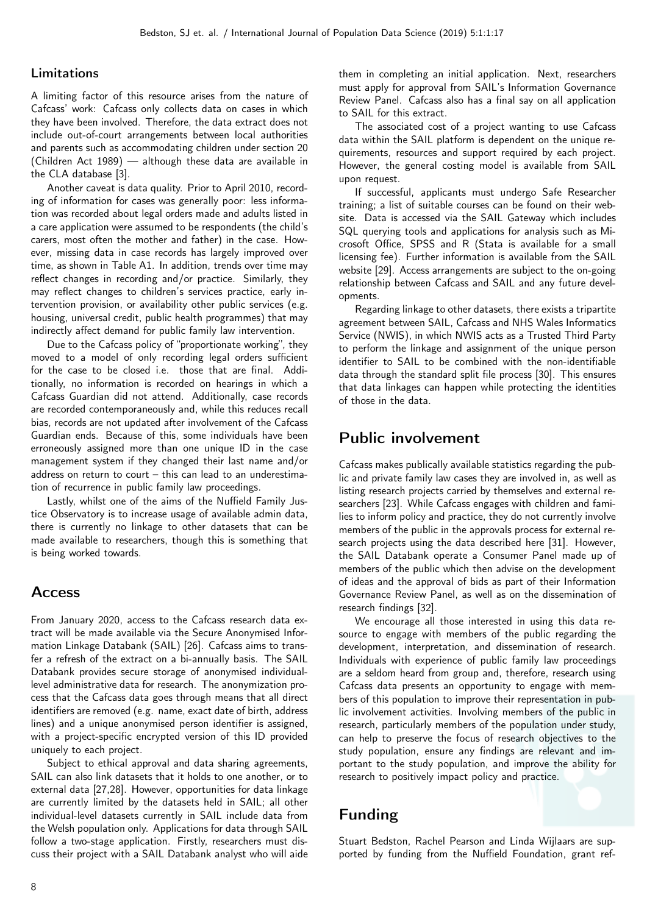## Limitations

A limiting factor of this resource arises from the nature of Cafcass' work: Cafcass only collects data on cases in which they have been involved. Therefore, the data extract does not include out-of-court arrangements between local authorities and parents such as accommodating children under section 20 (Children Act 1989) — although these data are available in the CLA database [3].

Another caveat is data quality. Prior to April 2010, recording of information for cases was generally poor: less information was recorded about legal orders made and adults listed in a care application were assumed to be respondents (the child's carers, most often the mother and father) in the case. However, missing data in case records has largely improved over time, as shown in Table A1. In addition, trends over time may reflect changes in recording and/or practice. Similarly, they may reflect changes to children's services practice, early intervention provision, or availability other public services (e.g. housing, universal credit, public health programmes) that may indirectly affect demand for public family law intervention.

Due to the Cafcass policy of "proportionate working", they moved to a model of only recording legal orders sufficient for the case to be closed i.e. those that are final. Additionally, no information is recorded on hearings in which a Cafcass Guardian did not attend. Additionally, case records are recorded contemporaneously and, while this reduces recall bias, records are not updated after involvement of the Cafcass Guardian ends. Because of this, some individuals have been erroneously assigned more than one unique ID in the case management system if they changed their last name and/or address on return to court – this can lead to an underestimation of recurrence in public family law proceedings.

Lastly, whilst one of the aims of the Nuffield Family Justice Observatory is to increase usage of available admin data, there is currently no linkage to other datasets that can be made available to researchers, though this is something that is being worked towards.

## Access

From January 2020, access to the Cafcass research data extract will be made available via the Secure Anonymised Information Linkage Databank (SAIL) [26]. Cafcass aims to transfer a refresh of the extract on a bi-annually basis. The SAIL Databank provides secure storage of anonymised individual-level administrative data for research. The anonymization process that the Cafcass data goes through means that all direct identifiers are removed (e.g. name, exact date of birth, address lines) and a unique anonymised person identifier is assigned, with a project-specific encrypted version of this ID provided uniquely to each project.

Subject to ethical approval and data sharing agreements, SAIL can also link datasets that it holds to one another, or to external data [27,28]. However, opportunities for data linkage are currently limited by the datasets held in SAIL; all other individual-level datasets currently in SAIL include data from the Welsh population only. Applications for data through SAIL follow a two-stage application. Firstly, researchers must discuss their project with a SAIL Databank analyst who will aide them in completing an initial application. Next, researchers must apply for approval from SAIL's Information Governance Review Panel. Cafcass also has a final say on all application to SAIL for this extract.

The associated cost of a project wanting to use Cafcass data within the SAIL platform is dependent on the unique requirements, resources and support required by each project. However, the general costing model is available from SAIL upon request.

If successful, applicants must undergo Safe Researcher training; a list of suitable courses can be found on their website. Data is accessed via the SAIL Gateway which includes SQL querying tools and applications for analysis such as Microsoft Office, SPSS and R (Stata is available for a small licensing fee). Further information is available from the SAIL website [29]. Access arrangements are subject to the on-going relationship between Cafcass and SAIL and any future developments.

Regarding linkage to other datasets, there exists a tripartite agreement between SAIL, Cafcass and NHS Wales Informatics Service (NWIS), in which NWIS acts as a Trusted Third Party to perform the linkage and assignment of the unique person identifier to SAIL to be combined with the non-identifiable data through the standard split file process [30]. This ensures that data linkages can happen while protecting the identities of those in the data.

## Public involvement

Cafcass makes publically available statistics regarding the public and private family law cases they are involved in, as well as listing research projects carried by themselves and external researchers [23]. While Cafcass engages with children and families to inform policy and practice, they do not currently involve members of the public in the approvals process for external research projects using the data described here [31]. However, the SAIL Databank operate a Consumer Panel made up of members of the public which then advise on the development of ideas and the approval of bids as part of their Information Governance Review Panel, as well as on the dissemination of research findings [32].

We encourage all those interested in using this data resource to engage with members of the public regarding the development, interpretation, and dissemination of research. Individuals with experience of public family law proceedings are a seldom heard from group and, therefore, research using Cafcass data presents an opportunity to engage with members of this population to improve their representation in public involvement activities. Involving members of the public in research, particularly members of the population under study, can help to preserve the focus of research objectives to the study population, ensure any findings are relevant and important to the study population, and improve the ability for research to positively impact policy and practice.

## Funding

Stuart Bedston, Rachel Pearson and Linda Wijlaars are supported by funding from the Nuffield Foundation, grant ref-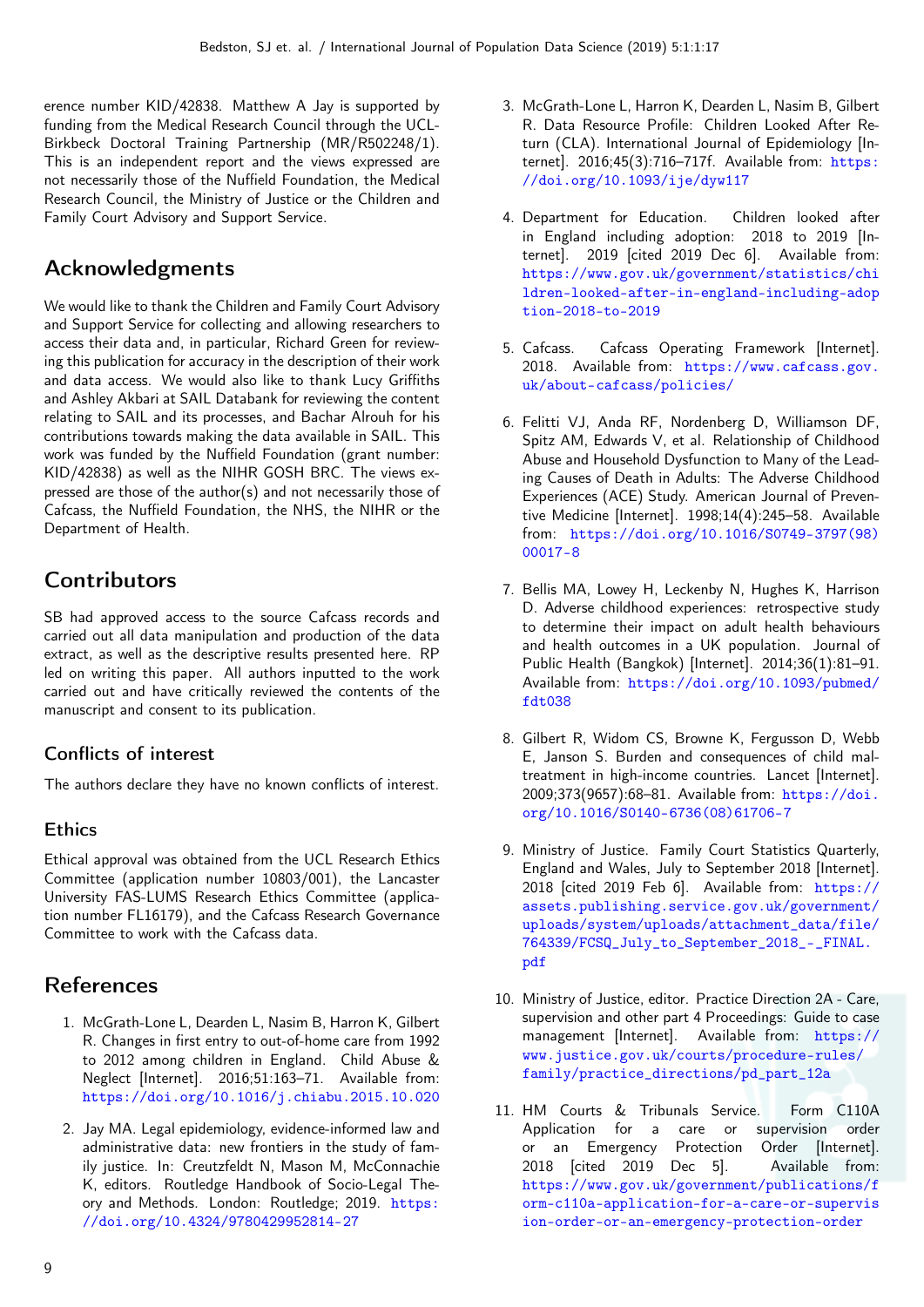erence number KID/42838. Matthew A Jay is supported by funding from the Medical Research Council through the UCL-Birkbeck Doctoral Training Partnership (MR/R502248/1). This is an independent report and the views expressed are not necessarily those of the Nuffield Foundation, the Medical Research Council, the Ministry of Justice or the Children and Family Court Advisory and Support Service.

## Acknowledgments

We would like to thank the Children and Family Court Advisory and Support Service for collecting and allowing researchers to access their data and, in particular, Richard Green for reviewing this publication for accuracy in the description of their work and data access. We would also like to thank Lucy Griffiths and Ashley Akbari at SAIL Databank for reviewing the content relating to SAIL and its processes, and Bachar Alrouh for his contributions towards making the data available in SAIL. This work was funded by the Nuffield Foundation (grant number: KID/42838) as well as the NIHR GOSH BRC. The views expressed are those of the author(s) and not necessarily those of Cafcass, the Nuffield Foundation, the NHS, the NIHR or the Department of Health.

## Contributors

SB had approved access to the source Cafcass records and carried out all data manipulation and production of the data extract, as well as the descriptive results presented here. RP led on writing this paper. All authors inputted to the work carried out and have critically reviewed the contents of the manuscript and consent to its publication.

### Conflicts of interest

The authors declare they have no known conflicts of interest.

### Ethics

Ethical approval was obtained from the UCL Research Ethics Committee (application number 10803/001), the Lancaster University FAS-LUMS Research Ethics Committee (application number FL16179), and the Cafcass Research Governance Committee to work with the Cafcass data.

## References

1. McGrath-Lone L, Dearden L, Nasim B, Harron K, Gilbert R. Changes in first entry to out-of-home care from 1992 to 2012 among children in England. Child Abuse & Neglect [Internet]. 2016;51:163–71. Available from: https://doi.org/10.1016/j.chiabu.2015.10.020

2. Jay MA. Legal epidemiology, evidence-informed law and administrative data: new frontiers in the study of family justice. In: Creutzfeldt N, Mason M, McConnachie K, editors. Routledge Handbook of Socio-Legal Theory and Methods. London: Routledge; 2019. https://doi.org/10.4324/9780429952814-27

3. McGrath-Lone L, Harron K, Dearden L, Nasim B, Gilbert R. Data Resource Profile: Children Looked After Return (CLA). International Journal of Epidemiology [Internet]. 2016;45(3):716–717f. Available from: https://doi.org/10.1093/ije/dyw117

4. Department for Education. Children looked after in England including adoption: 2018 to 2019 [Internet]. 2019 [cited 2019 Dec 6]. Available from: https://www.gov.uk/government/statistics/children-looked-after-in-england-including-adoption-2018-to-2019

5. Cafcass. Cafcass Operating Framework [Internet]. 2018. Available from: https://www.cafcass.gov.uk/about-cafcass/policies/

6. Felitti VJ, Anda RF, Nordenberg D, Williamson DF, Spitz AM, Edwards V, et al. Relationship of Childhood Abuse and Household Dysfunction to Many of the Leading Causes of Death in Adults: The Adverse Childhood Experiences (ACE) Study. American Journal of Preventive Medicine [Internet]. 1998;14(4):245–58. Available from: https://doi.org/10.1016/S0749-3797(98)00017-8

7. Bellis MA, Lowey H, Leckenby N, Hughes K, Harrison D. Adverse childhood experiences: retrospective study to determine their impact on adult health behaviours and health outcomes in a UK population. Journal of Public Health (Bangkok) [Internet]. 2014;36(1):81–91. Available from: https://doi.org/10.1093/pubmed/fdt038

8. Gilbert R, Widom CS, Browne K, Fergusson D, Webb E, Janson S. Burden and consequences of child maltreatment in high-income countries. Lancet [Internet]. 2009;373(9657):68–81. Available from: https://doi.org/10.1016/S0140-6736(08)61706-7

9. Ministry of Justice. Family Court Statistics Quarterly, England and Wales, July to September 2018 [Internet]. 2018 [cited 2019 Feb 6]. Available from: https://assets.publishing.service.gov.uk/government/uploads/system/uploads/attachment_data/file/764339/FCSQ_July_to_September_2018_-_FINAL.pdf

10. Ministry of Justice, editor. Practice Direction 2A - Care, supervision and other part 4 Proceedings: Guide to case management [Internet]. Available from: https://www.justice.gov.uk/courts/procedure-rules/family/practice_directions/pd_part_12a

11. HM Courts & Tribunals Service. Form C110A Application for a care or supervision order or an Emergency Protection Order [Internet]. 2018 [cited 2019 Dec 5]. Available from: https://www.gov.uk/government/publications/form-c110a-application-for-a-care-or-supervision-order-or-an-emergency-protection-order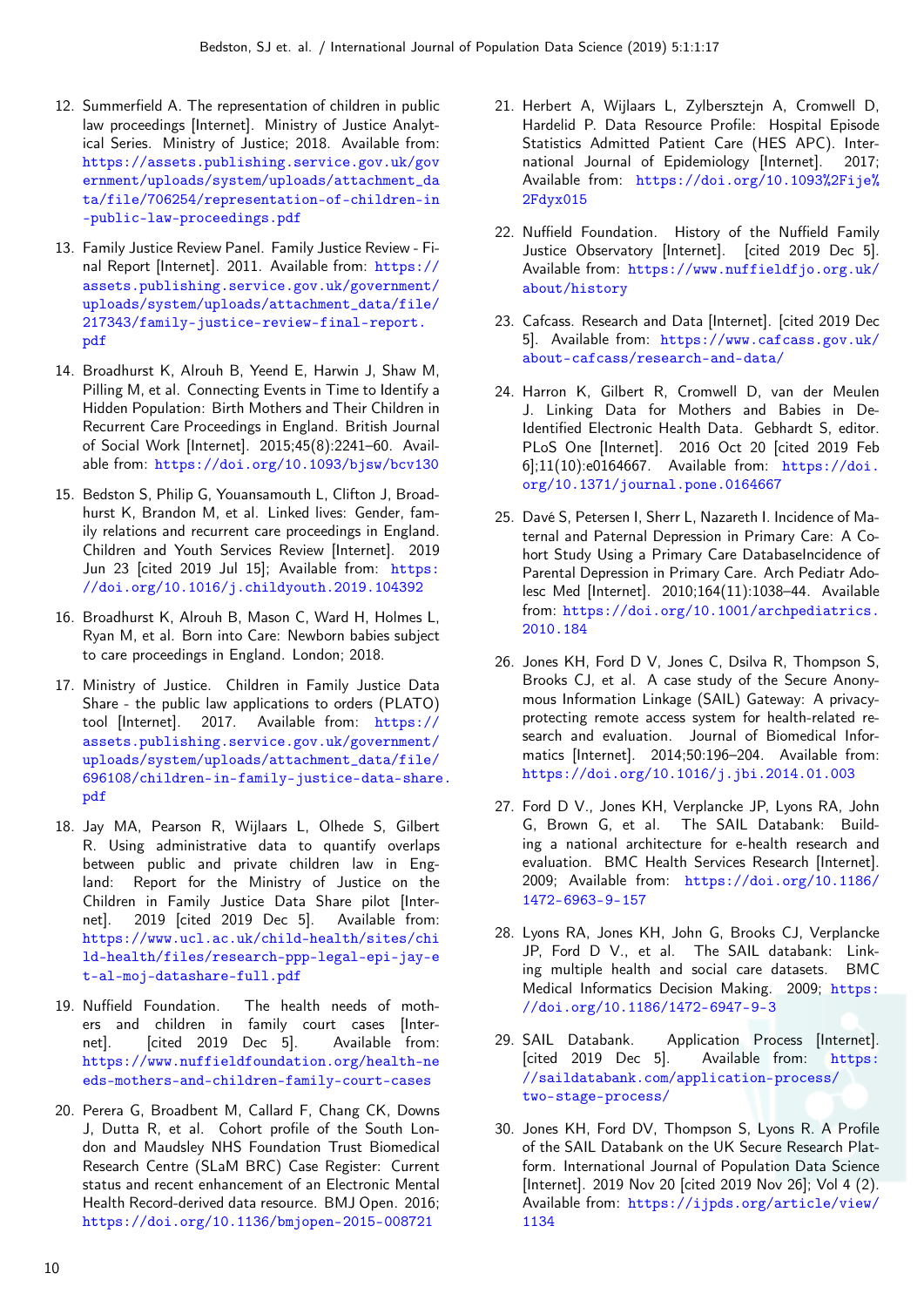12. Summerfield A. The representation of children in public law proceedings [Internet]. Ministry of Justice Analytical Series. Ministry of Justice; 2018. Available from: https://assets.publishing.service.gov.uk/government/uploads/system/uploads/attachment_data/file/706254/representation-of-children-in-public-law-proceedings.pdf

13. Family Justice Review Panel. Family Justice Review - Final Report [Internet]. 2011. Available from: https://assets.publishing.service.gov.uk/government/uploads/system/uploads/attachment_data/file/217343/family-justice-review-final-report.pdf

14. Broadhurst K, Alrouh B, Yeend E, Harwin J, Shaw M, Pilling M, et al. Connecting Events in Time to Identify a Hidden Population: Birth Mothers and Their Children in Recurrent Care Proceedings in England. British Journal of Social Work [Internet]. 2015;45(8):2241–60. Available from: https://doi.org/10.1093/bjsw/bcv130

15. Bedston S, Philip G, Youansamouth L, Clifton J, Broadhurst K, Brandon M, et al. Linked lives: Gender, family relations and recurrent care proceedings in England. Children and Youth Services Review [Internet]. 2019 Jun 23 [cited 2019 Jul 15]; Available from: https://doi.org/10.1016/j.childyouth.2019.104392

16. Broadhurst K, Alrouh B, Mason C, Ward H, Holmes L, Ryan M, et al. Born into Care: Newborn babies subject to care proceedings in England. London; 2018.

17. Ministry of Justice. Children in Family Justice Data Share - the public law applications to orders (PLATO) tool [Internet]. 2017. Available from: https://assets.publishing.service.gov.uk/government/uploads/system/uploads/attachment_data/file/696108/children-in-family-justice-data-share.pdf

18. Jay MA, Pearson R, Wijlaars L, Olhede S, Gilbert R. Using administrative data to quantify overlaps between public and private children law in England: Report for the Ministry of Justice on the Children in Family Justice Data Share pilot [Internet]. 2019 [cited 2019 Dec 5]. Available from: https://www.ucl.ac.uk/child-health/sites/child-health/files/research-ppp-legal-epi-jay-et-al-moj-datashare-full.pdf

19. Nuffield Foundation. The health needs of mothers and children in family court cases [Internet]. [cited 2019 Dec 5]. Available from: https://www.nuffieldfoundation.org/health-needs-mothers-and-children-family-court-cases

20. Perera G, Broadbent M, Callard F, Chang CK, Downs J, Dutta R, et al. Cohort profile of the South London and Maudsley NHS Foundation Trust Biomedical Research Centre (SLaM BRC) Case Register: Current status and recent enhancement of an Electronic Mental Health Record-derived data resource. BMJ Open. 2016; https://doi.org/10.1136/bmjopen-2015-008721

21. Herbert A, Wijlaars L, Zylbersztejn A, Cromwell D, Hardelid P. Data Resource Profile: Hospital Episode Statistics Admitted Patient Care (HES APC). International Journal of Epidemiology [Internet]. 2017; Available from: https://doi.org/10.1093%2Fije%2Fdyx015

22. Nuffield Foundation. History of the Nuffield Family Justice Observatory [Internet]. [cited 2019 Dec 5]. Available from: https://www.nuffieldfjo.org.uk/about/history

23. Cafcass. Research and Data [Internet]. [cited 2019 Dec 5]. Available from: https://www.cafcass.gov.uk/about-cafcass/research-and-data/

24. Harron K, Gilbert R, Cromwell D, van der Meulen J. Linking Data for Mothers and Babies in De-Identified Electronic Health Data. Gebhardt S, editor. PLoS One [Internet]. 2016 Oct 20 [cited 2019 Feb 6];11(10):e0164667. Available from: https://doi.org/10.1371/journal.pone.0164667

25. Davé S, Petersen I, Sherr L, Nazareth I. Incidence of Maternal and Paternal Depression in Primary Care: A Cohort Study Using a Primary Care DatabaseIncidence of Parental Depression in Primary Care. Arch Pediatr Adolesc Med [Internet]. 2010;164(11):1038–44. Available from: https://doi.org/10.1001/archpediatrics.2010.184

26. Jones KH, Ford D V, Jones C, Dsilva R, Thompson S, Brooks CJ, et al. A case study of the Secure Anonymous Information Linkage (SAIL) Gateway: A privacy-protecting remote access system for health-related research and evaluation. Journal of Biomedical Informatics [Internet]. 2014;50:196–204. Available from: https://doi.org/10.1016/j.jbi.2014.01.003

27. Ford D V., Jones KH, Verplancke JP, Lyons RA, John G, Brown G, et al. The SAIL Databank: Building a national architecture for e-health research and evaluation. BMC Health Services Research [Internet]. 2009; Available from: https://doi.org/10.1186/1472-6963-9-157

28. Lyons RA, Jones KH, John G, Brooks CJ, Verplancke JP, Ford D V., et al. The SAIL databank: Linking multiple health and social care datasets. BMC Medical Informatics Decision Making. 2009; https://doi.org/10.1186/1472-6947-9-3

29. SAIL Databank. Application Process [Internet]. [cited 2019 Dec 5]. Available from: https://saildatabank.com/application-process/two-stage-process/

30. Jones KH, Ford DV, Thompson S, Lyons R. A Profile of the SAIL Databank on the UK Secure Research Platform. International Journal of Population Data Science [Internet]. 2019 Nov 20 [cited 2019 Nov 26]; Vol 4 (2). Available from: https://ijpds.org/article/view/1134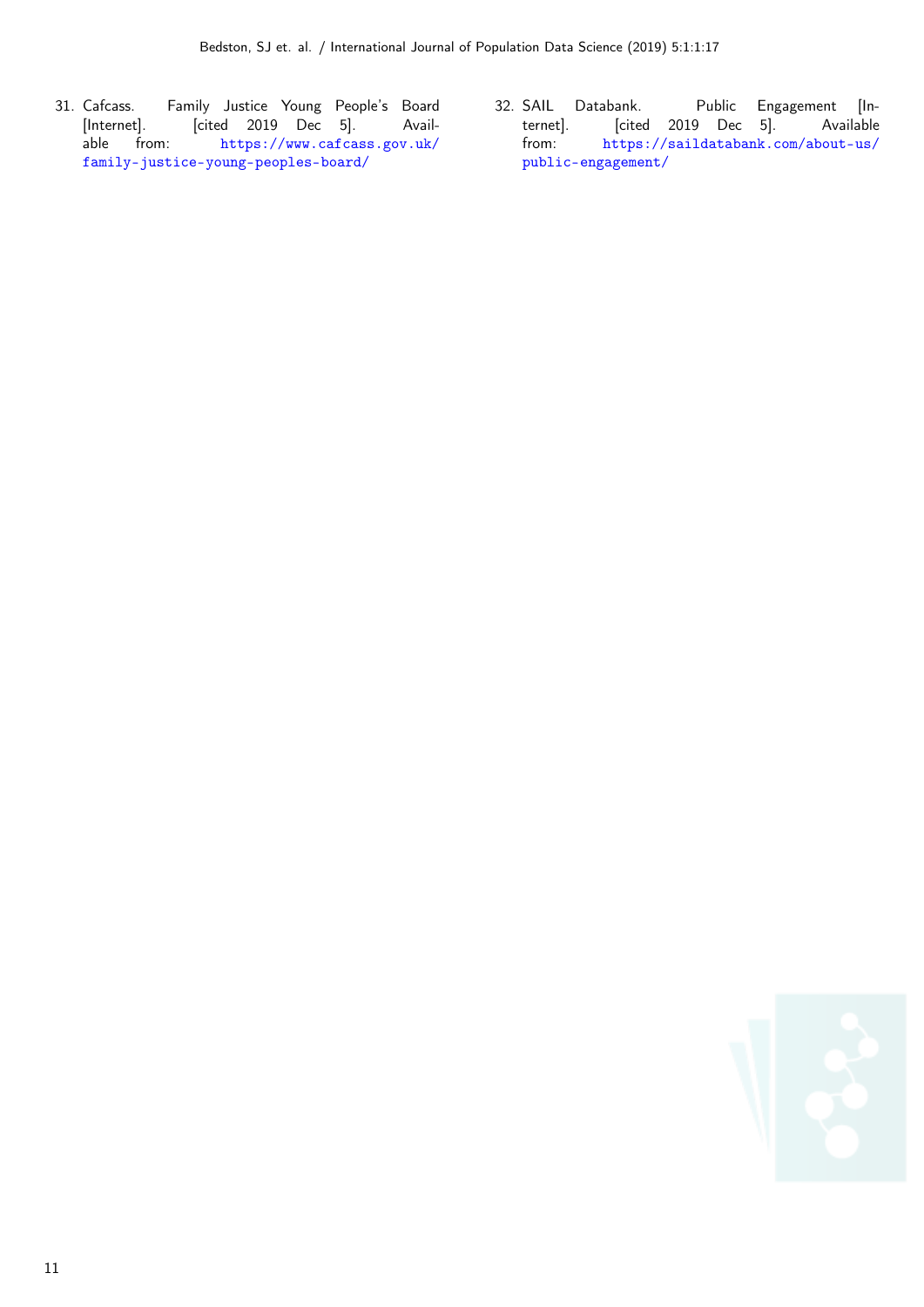31. Cafcass. Family Justice Young People's Board [Internet]. [cited 2019 Dec 5]. Available from: https://www.cafcass.gov.uk/family-justice-young-peoples-board/

32. SAIL Databank. Public Engagement [Internet]. [cited 2019 Dec 5]. Available from: https://saildatabank.com/about-us/public-engagement/